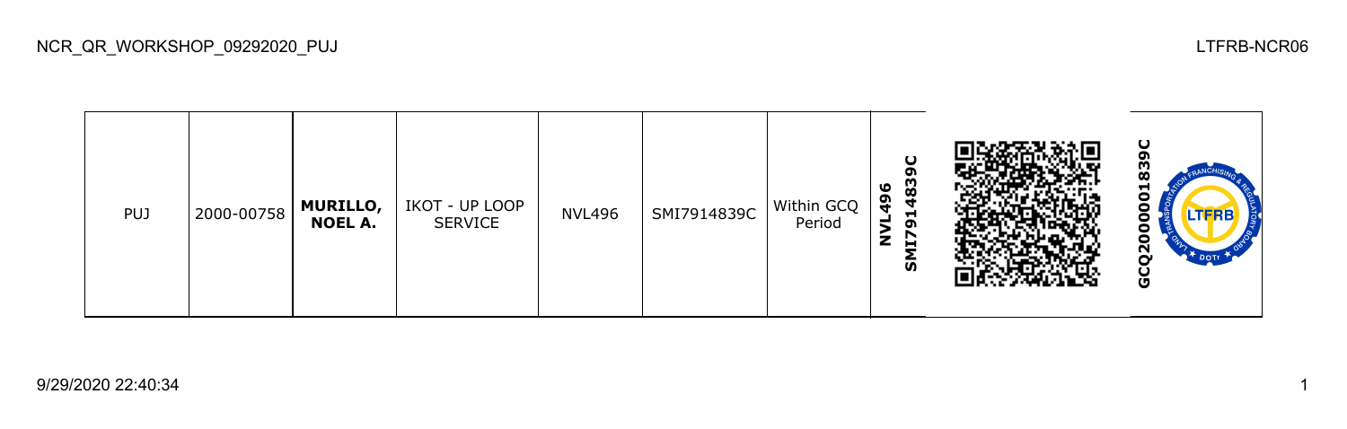| PUJ | 2000-00758 | **MURILLO, NOEL A.** | IKOT - UP LOOP SERVICE | NVL496 | SMI7914839C | Within GCQ Period | **NVL496 SMI7914839C** | | **GCQ2000001839C** |
|---|---|---|---|---|---|---|---|---|---|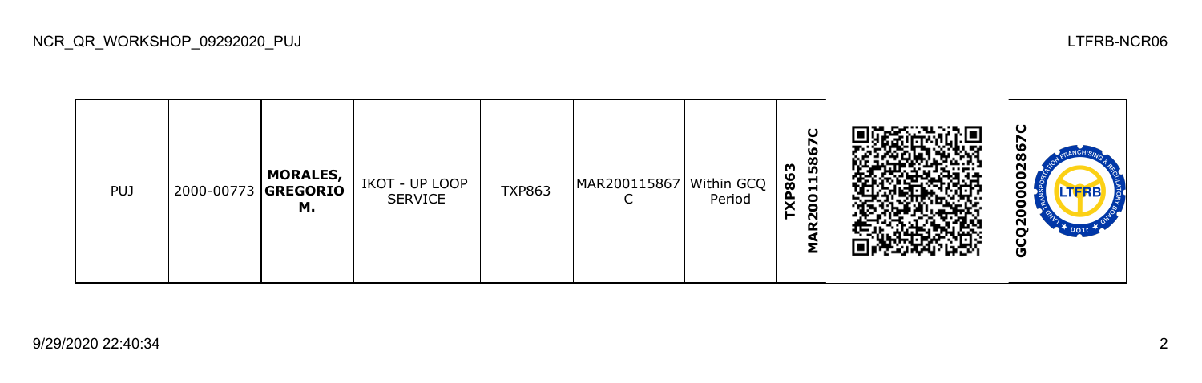| PUJ | 2000-00773 | **MORALES, GREGORIO M.** | IKOT - UP LOOP SERVICE | TXP863 | MAR200115867C | Within GCQ Period | **TXP863 MAR200115867C** | | **GCQ2000002867C** |
|---|---|---|---|---|---|---|---|---|---|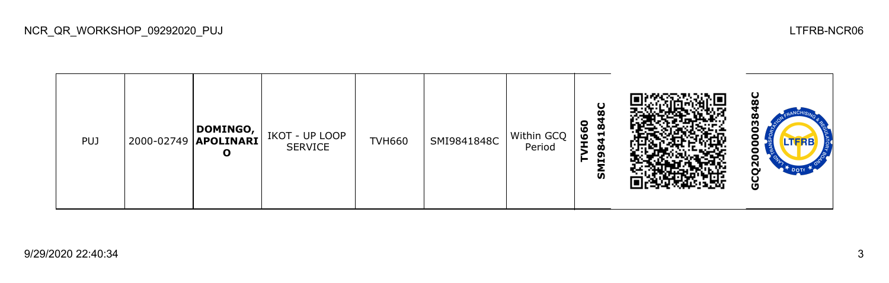| PUJ | 2000-02749 | **DOMINGO, APOLINARIO** | IKOT - UP LOOP SERVICE | TVH660 | SMI9841848C | Within GCQ Period | **TVH660 SMI9841848C** | | **GCQ2000003848C** |
|---|---|---|---|---|---|---|---|---|---|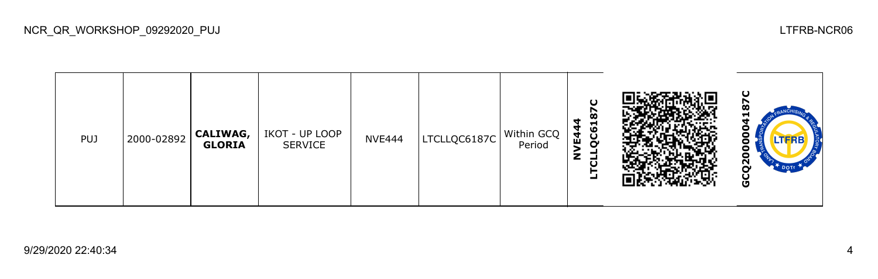| PUJ | 2000-02892 | **CALIWAG, GLORIA** | IKOT - UP LOOP SERVICE | NVE444 | LTCLLQC6187C | Within GCQ Period | **NVE444 LTCLLQC6187C** | | **GCQ2000004187C** |
|---|---|---|---|---|---|---|---|---|---|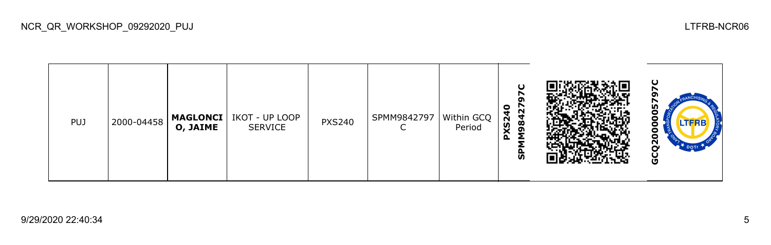| | | | | | | | | | |
|---|---|---|---|---|---|---|---|---|---|
| PUJ | 2000-04458 | **MAGLONCIO, JAIME** | IKOT - UP LOOP SERVICE | PXS240 | SPMM9842797C | Within GCQ Period | **PXS240 SPMM9842797C** | | **GCQ20000005797C** |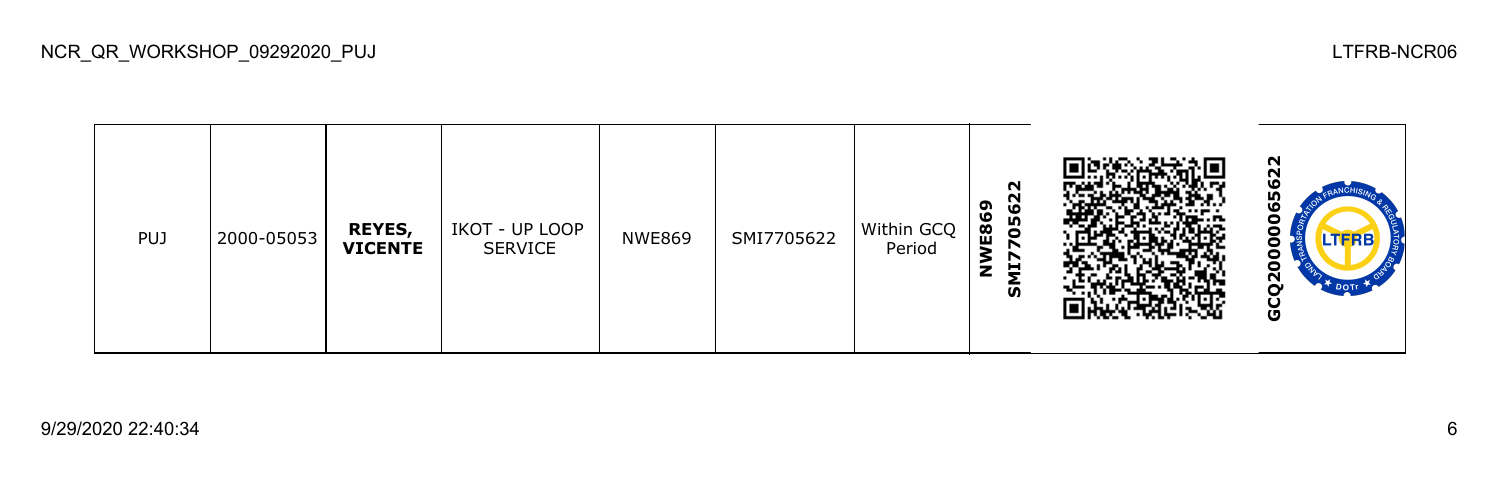| PUJ | 2000-05053 | **REYES, VICENTE** | IKOT - UP LOOP SERVICE | NWE869 | SMI7705622 | Within GCQ Period | **NWE869 SMI7705622** | | **GCQ20000065622** |
| --- | --- | --- | --- | --- | --- | --- | --- | --- | --- |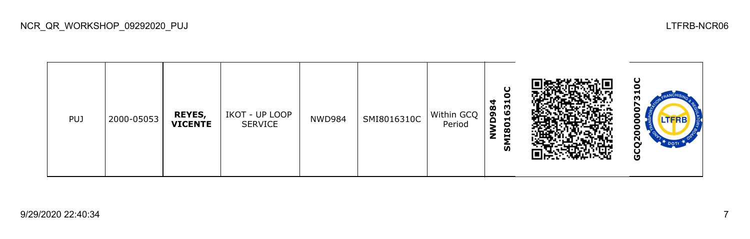| PUJ | 2000-05053 | **REYES, VICENTE** | IKOT - UP LOOP SERVICE | NWD984 | SMI8016310C | Within GCQ Period | **NWD984 SMI8016310C** | | **GCQ2000007310C** |
|---|---|---|---|---|---|---|---|---|---|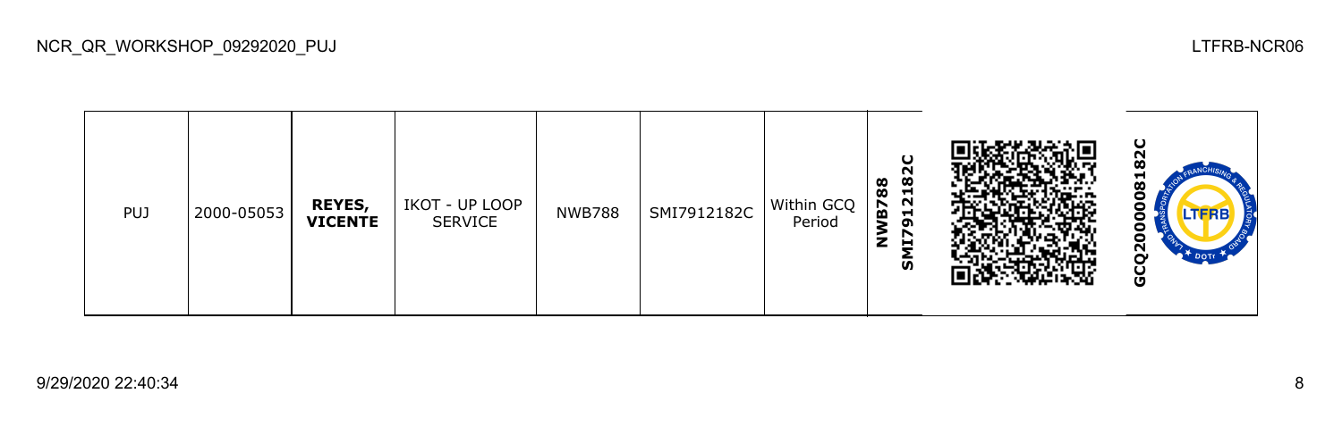| PUJ | 2000-05053 | **REYES, VICENTE** | IKOT - UP LOOP SERVICE | NWB788 | SMI7912182C | Within GCQ Period | **NWB788 SMI7912182C** | | **GCQ2000008182C** |
|---|---|---|---|---|---|---|---|---|---|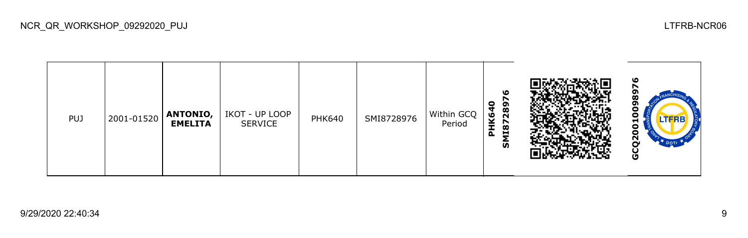| PUJ | 2001-01520 | **ANTONIO, EMELITA** | IKOT - UP LOOP SERVICE | PHK640 | SMI8728976 | Within GCQ Period | **PHK640 SMI8728976** | | **GCQ20010098976** |
|---|---|---|---|---|---|---|---|---|---|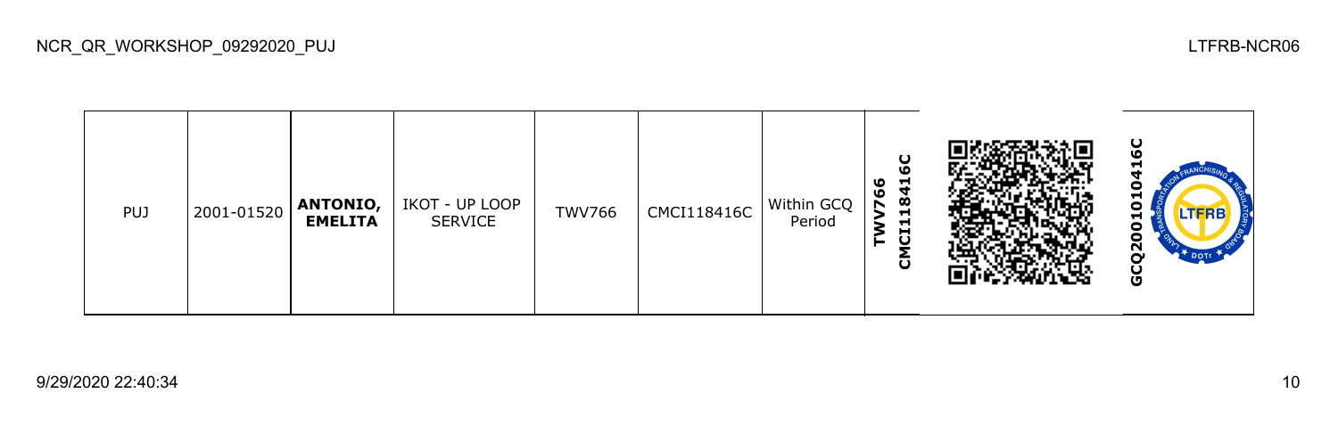| PUJ | 2001-01520 | **ANTONIO, EMELITA** | IKOT - UP LOOP SERVICE | TWV766 | CMCI118416C | Within GCQ Period | **TWV766 CMCI118416C** | | **GCQ2001010416C** |
|---|---|---|---|---|---|---|---|---|---|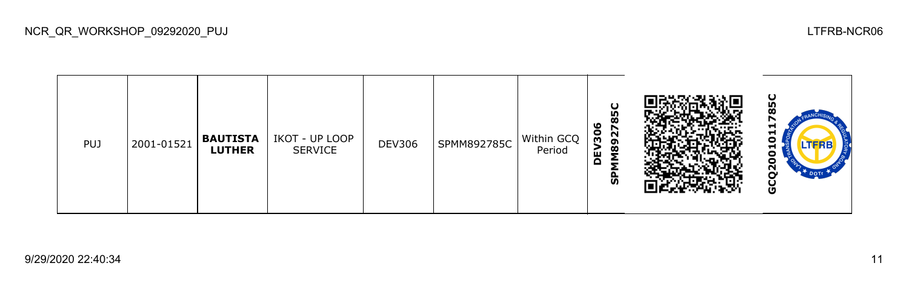| PUJ | 2001-01521 | **BAUTISTA LUTHER** | IKOT - UP LOOP SERVICE | DEV306 | SPMM892785C | Within GCQ Period | **DEV306 SPMM892785C** | | **GCQ2001011785C** |
| --- | --- | --- | --- | --- | --- | --- | --- | --- | --- |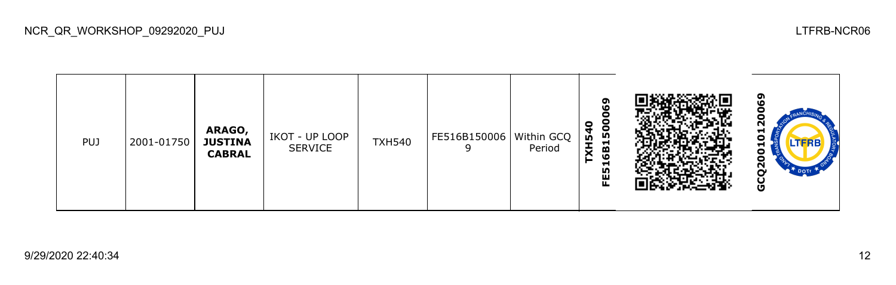| PUJ | 2001-01750 | **ARAGO, JUSTINA CABRAL** | IKOT - UP LOOP SERVICE | TXH540 | FE516B1500069 | Within GCQ Period | **TXH540 FE516B1500069** | | **GCQ2001012006​9** |
|---|---|---|---|---|---|---|---|---|---|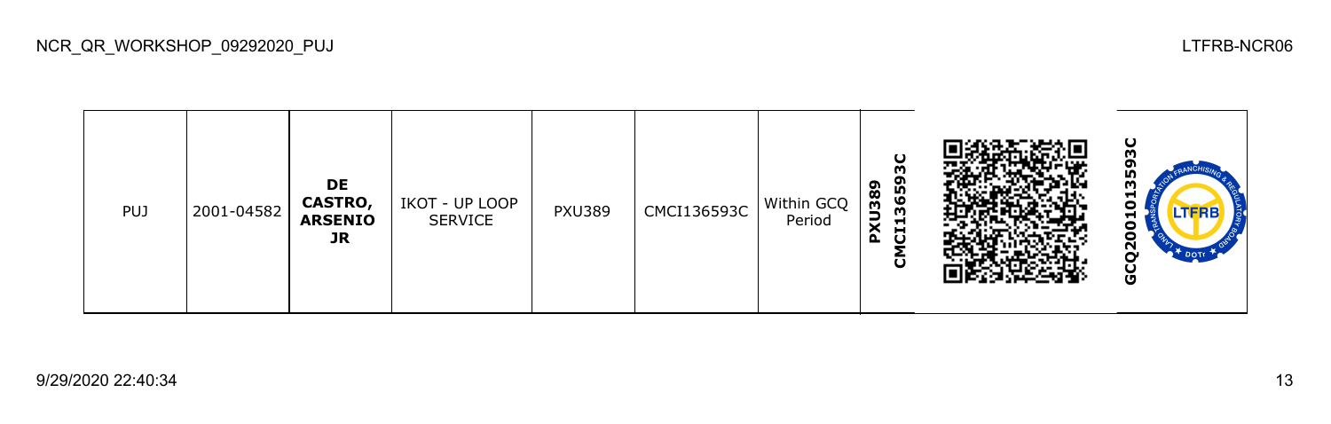| PUJ | 2001-04582 | **DE CASTRO, ARSENIO JR** | IKOT - UP LOOP SERVICE | PXU389 | CMCI136593C | Within GCQ Period | **PXU389 CMCI136593C** | | **GCQ2001013593C** |
|---|---|---|---|---|---|---|---|---|---|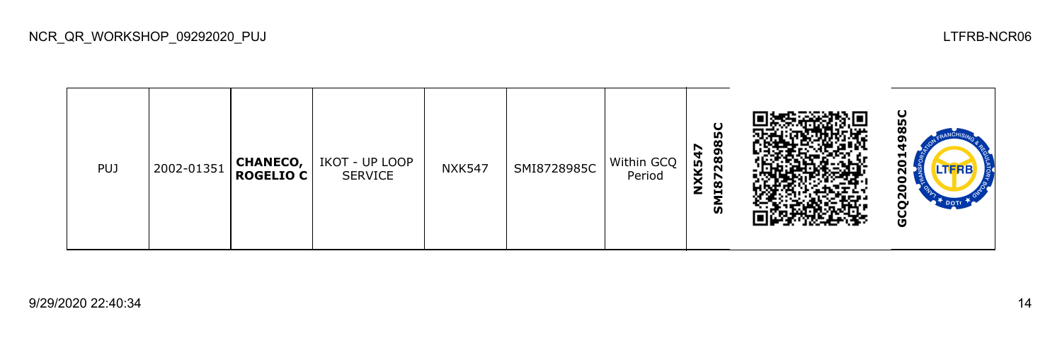| | | | | | | | | | |
|---|---|---|---|---|---|---|---|---|---|
| PUJ | 2002-01351 | **CHANECO, ROGELIO C** | IKOT - UP LOOP SERVICE | NXK547 | SMI8728985C | Within GCQ Period | **NXK547 SMI8728985C** | | **GCQ2002014985C** |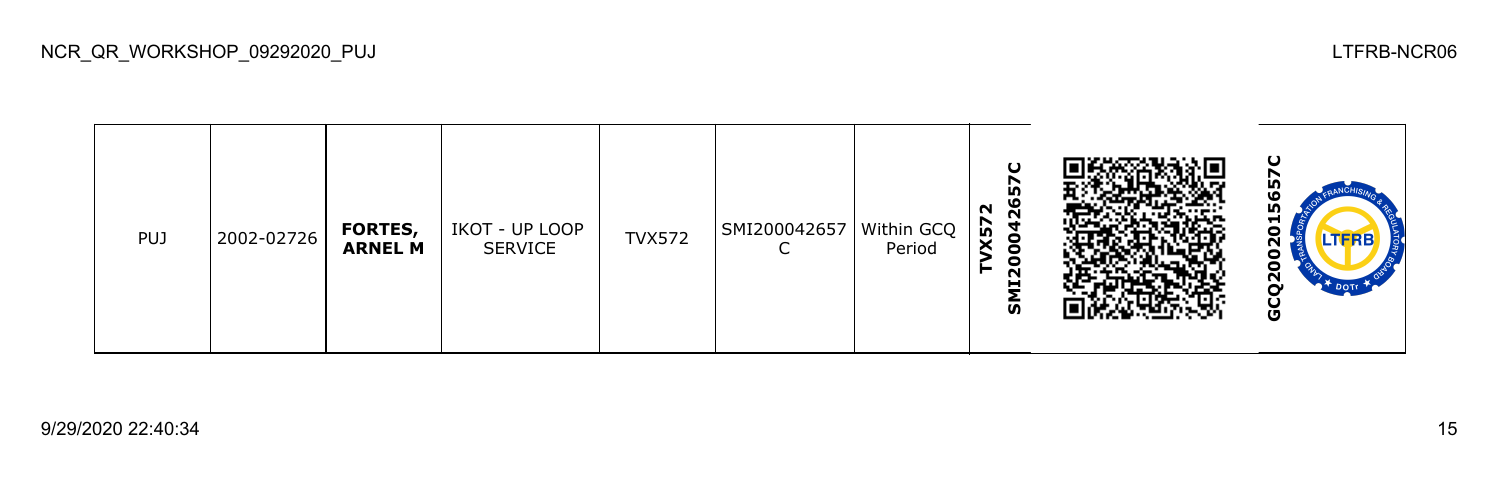| PUJ | 2002-02726 | **FORTES, ARNEL M** | IKOT - UP LOOP SERVICE | TVX572 | SMI200042657C | Within GCQ Period | **TVX572 SMI200042657C** | | **GCQ2002015657C** |
|---|---|---|---|---|---|---|---|---|---|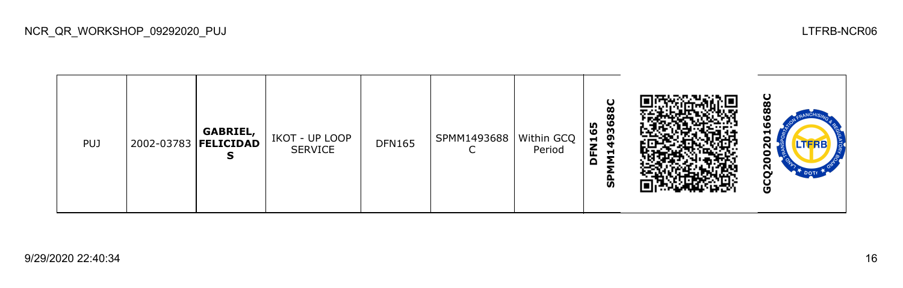| PUJ | 2002-03783 | **GABRIEL, FELICIDAD S** | IKOT - UP LOOP SERVICE | DFN165 | SPMM1493688C | Within GCQ Period | **DFN165 SPMM1493688C** | | **GCQ2002016688C** |
|---|---|---|---|---|---|---|---|---|---|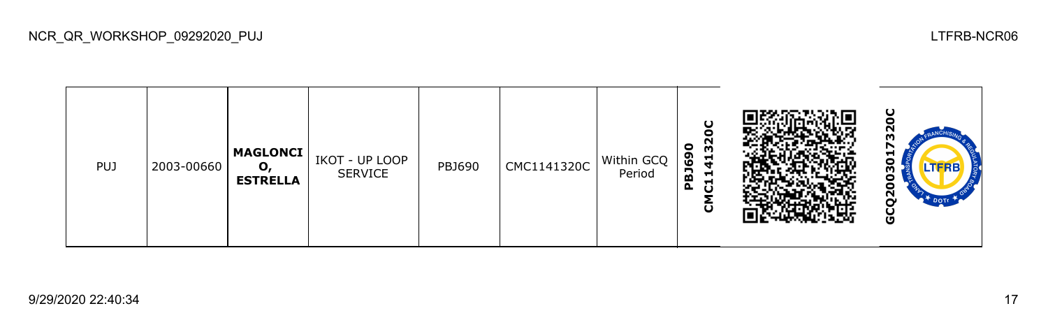| PUJ | 2003-00660 | **MAGLONCIO, ESTRELLA** | IKOT - UP LOOP SERVICE | PBJ690 | CMC1141320C | Within GCQ Period | **PBJ690 CMC1141320C** | | **GCQ2003017320C** |
|---|---|---|---|---|---|---|---|---|---|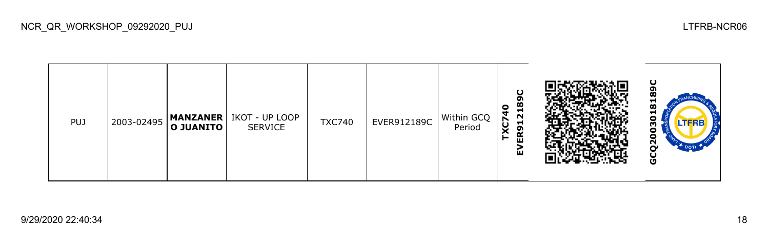| PUJ | 2003-02495 | **MANZANERO JUANITO** | IKOT - UP LOOP SERVICE | TXC740 | EVER912189C | Within GCQ Period | **TXC740 EVER912189C** | | **GCQ2003018189C** |
|---|---|---|---|---|---|---|---|---|---|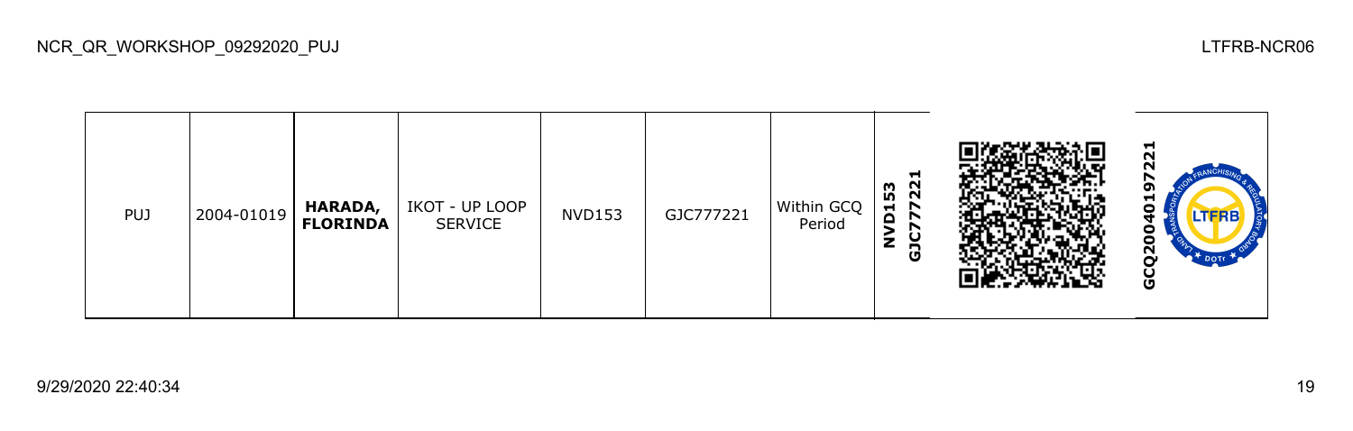| PUJ | 2004-01019 | **HARADA, FLORINDA** | IKOT - UP LOOP SERVICE | NVD153 | GJC777221 | Within GCQ Period | **NVD153 GJC777221** | | **GCQ200401972​21** |
|---|---|---|---|---|---|---|---|---|---|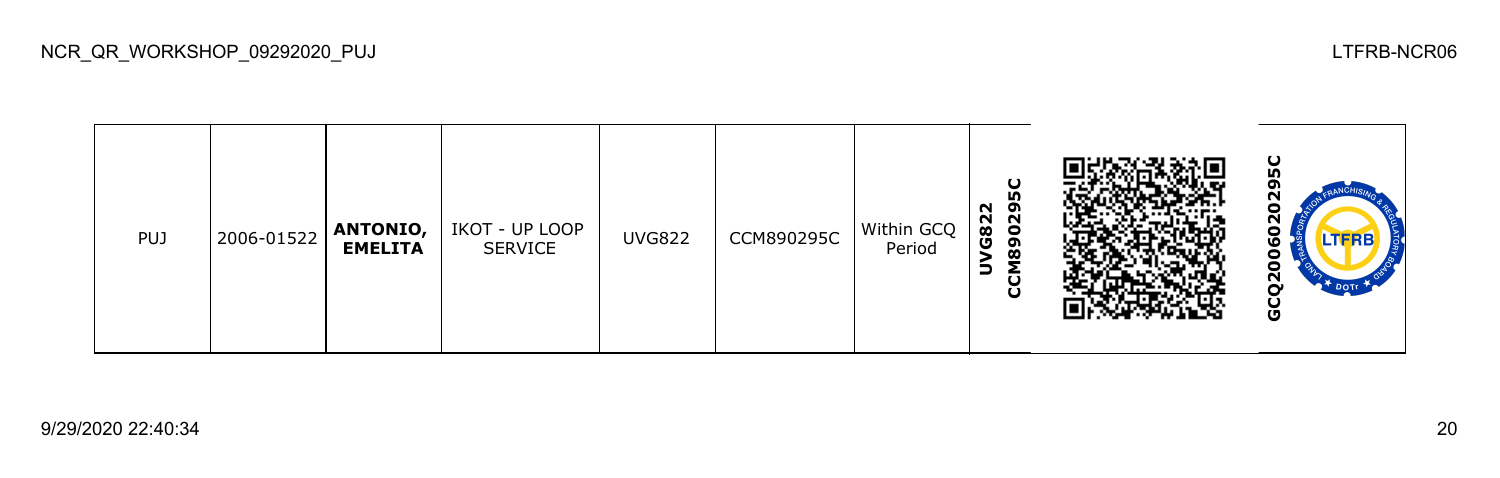| PUJ | 2006-01522 | **ANTONIO, EMELITA** | IKOT - UP LOOP SERVICE | UVG822 | CCM890295C | Within GCQ Period | **UVG822 CCM890295C** | | **GCQ2006020295C** |
|---|---|---|---|---|---|---|---|---|---|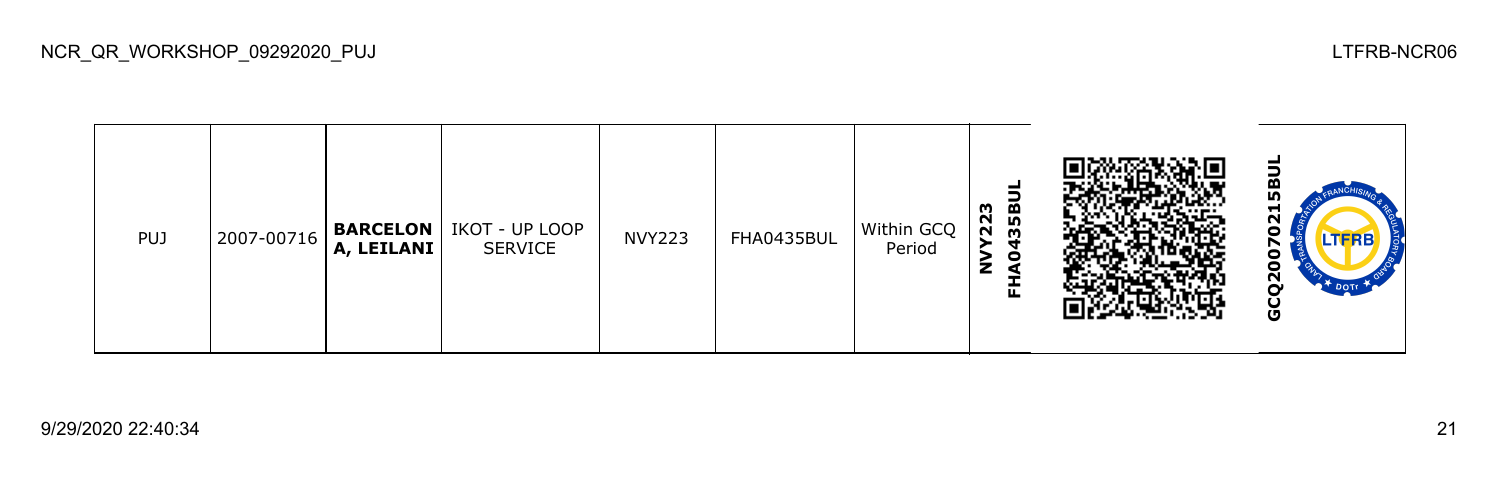| PUJ | 2007-00716 | **BARCELONA, LEILANI** | IKOT - UP LOOP SERVICE | NVY223 | FHA0435BUL | Within GCQ Period | **NVY223 FHA0435BUL** | | **GCQ20070215BUL** |
|---|---|---|---|---|---|---|---|---|---|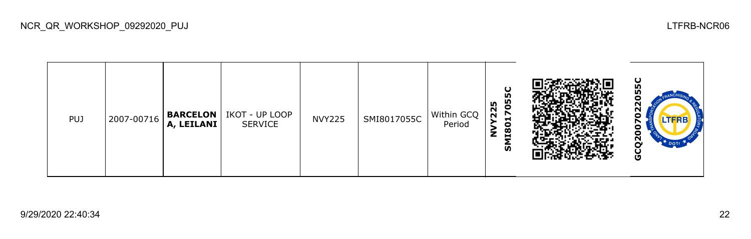| PUJ | 2007-00716 | **BARCELONA, LEILANI** | IKOT - UP LOOP SERVICE | NVY225 | SMI8017055C | Within GCQ Period | **NVY225 SMI8017055C** | | **GCQ2007022055C** |
|---|---|---|---|---|---|---|---|---|---|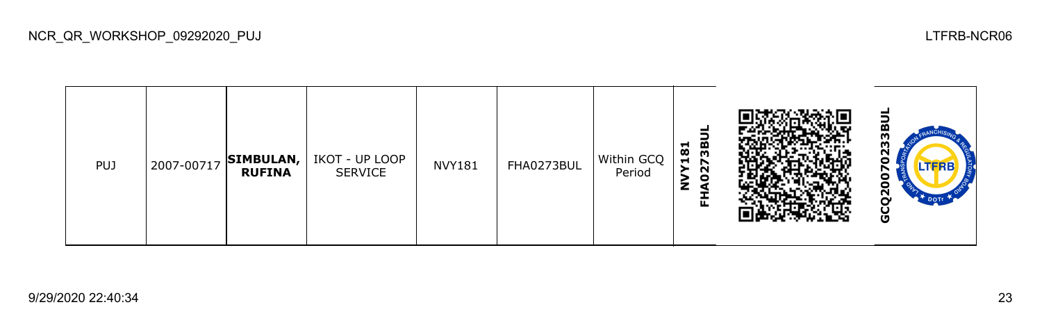| | | | | | | | | | |
|---|---|---|---|---|---|---|---|---|---|
| PUJ | 2007-00717 | **SIMBULAN, RUFINA** | IKOT - UP LOOP SERVICE | NVY181 | FHA0273BUL | Within GCQ Period | **NVY181 FHA0273BUL** | | **GCQ20070233BUL** |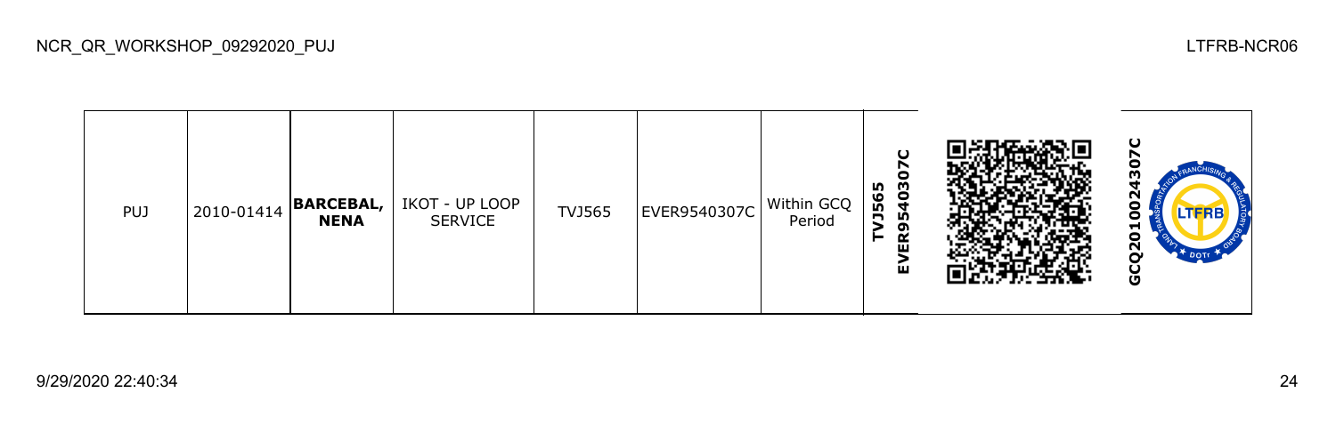| PUJ | 2010-01414 | **BARCEBAL, NENA** | IKOT - UP LOOP SERVICE | TVJ565 | EVER9540307C | Within GCQ Period | **TVJ565 EVER9540307C** | | **GCQ2010024307C** |
| --- | --- | --- | --- | --- | --- | --- | --- | --- | --- |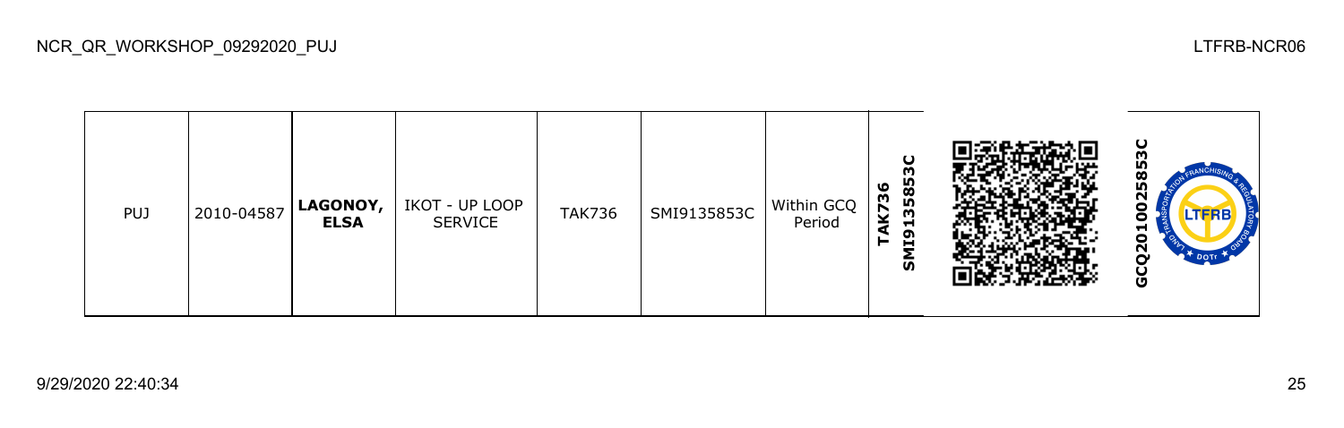| PUJ | 2010-04587 | **LAGONOY, ELSA** | IKOT - UP LOOP SERVICE | TAK736 | SMI9135853C | Within GCQ Period | **TAK736 SMI9135853C** | | **GCQ2010025853C** |
|---|---|---|---|---|---|---|---|---|---|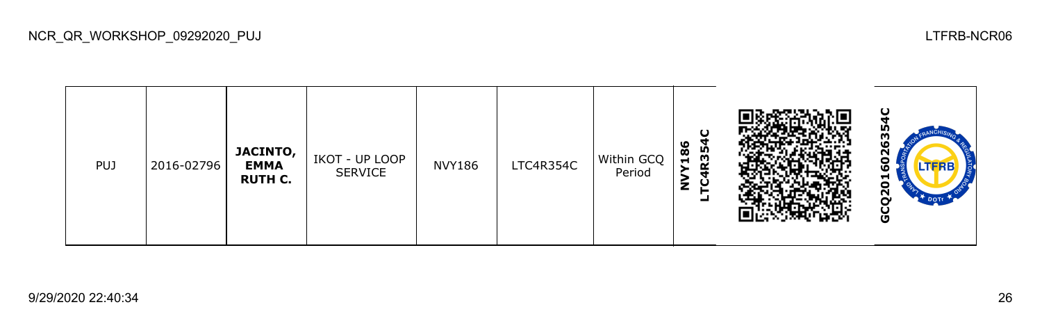| PUJ | 2016-02796 | **JACINTO, EMMA RUTH C.** | IKOT - UP LOOP SERVICE | NVY186 | LTC4R354C | Within GCQ Period | **NVY186 LTC4R354C** | | **GCQ20160263​54C** |
|---|---|---|---|---|---|---|---|---|---|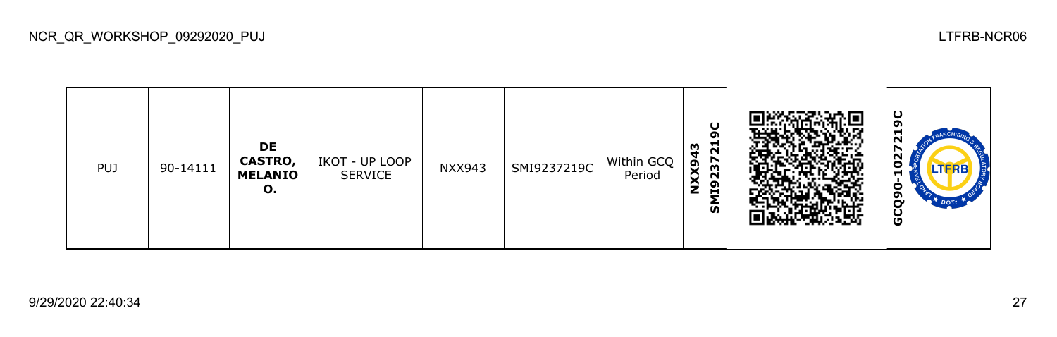| PUJ | 90-14111 | **DE CASTRO, MELANIO O.** | IKOT - UP LOOP SERVICE | NXX943 | SMI9237219C | Within GCQ Period | **NXX943 SMI9237219C** | | **GCQ90-1027219C** |
|---|---|---|---|---|---|---|---|---|---|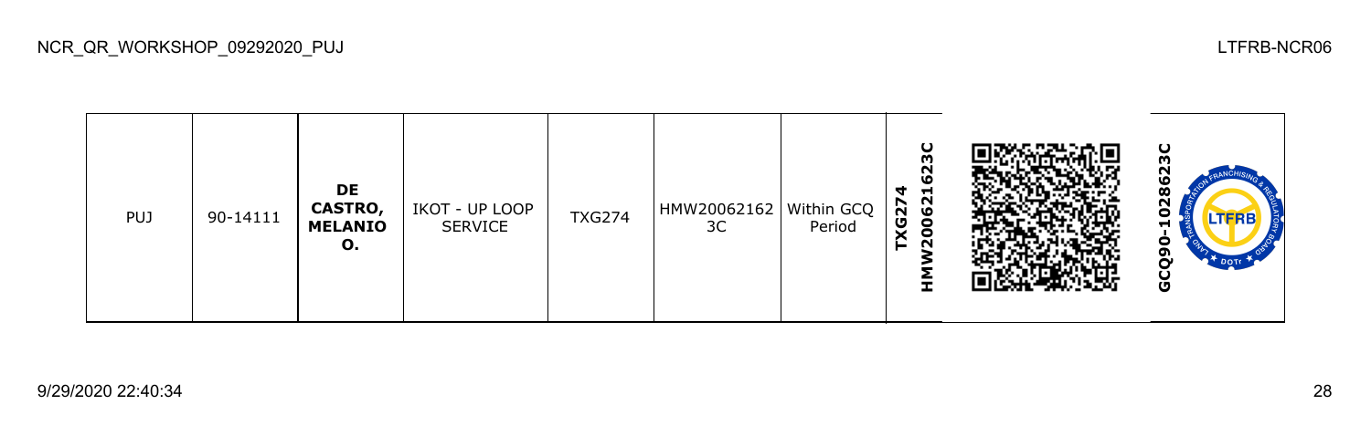| PUJ | 90-14111 | **DE CASTRO, MELANIO O.** | IKOT - UP LOOP SERVICE | TXG274 | HMW200621623C | Within GCQ Period | **TXG274 HMW200621623C** | | **GCQ90-1028623C** |
|---|---|---|---|---|---|---|---|---|---|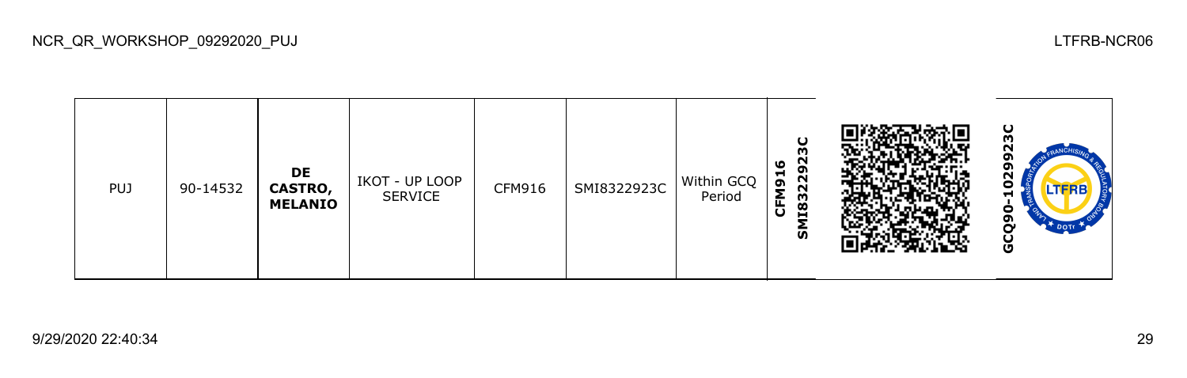| PUJ | 90-14532 | **DE CASTRO, MELANIO** | IKOT - UP LOOP SERVICE | CFM916 | SMI8322923C | Within GCQ Period | **CFM916 SMI8322923C** | | **GCQ90-1029923C** |
|---|---|---|---|---|---|---|---|---|---|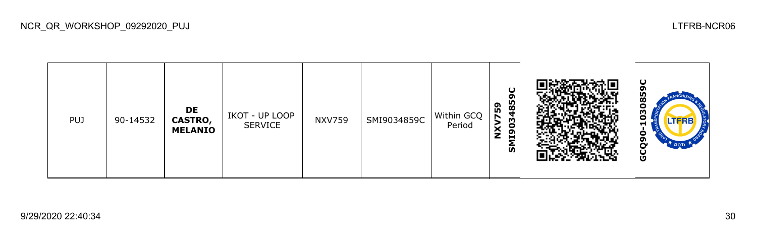| PUJ | 90-14532 | **DE CASTRO, MELANIO** | IKOT - UP LOOP SERVICE | NXV759 | SMI9034859C | Within GCQ Period | **NXV759 SMI9034859C** | | **GCQ90-1030859C** |
|---|---|---|---|---|---|---|---|---|---|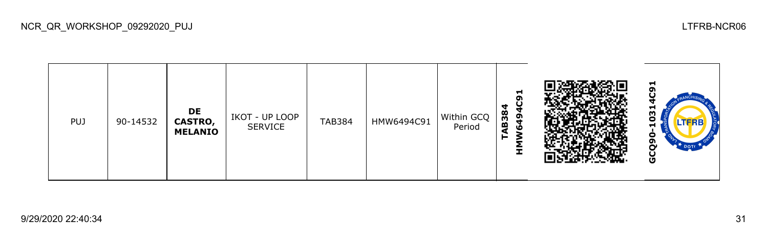| PUJ | 90-14532 | **DE CASTRO, MELANIO** | IKOT - UP LOOP SERVICE | TAB384 | HMW6494C91 | Within GCQ Period | **TAB384 HMW6494C91** | | **GCQ90-10314C91** |
|---|---|---|---|---|---|---|---|---|---|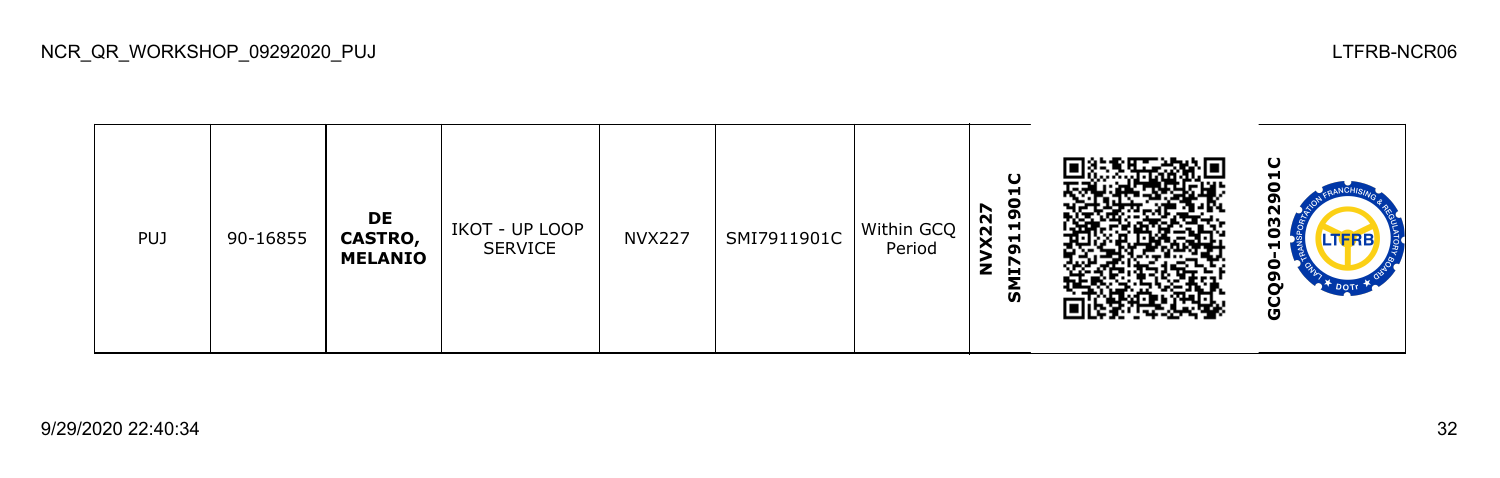| PUJ | 90-16855 | **DE CASTRO, MELANIO** | IKOT - UP LOOP SERVICE | NVX227 | SMI7911901C | Within GCQ Period | **NVX227 SMI7911901C** | | **GCQ90-1032901C** |
|---|---|---|---|---|---|---|---|---|---|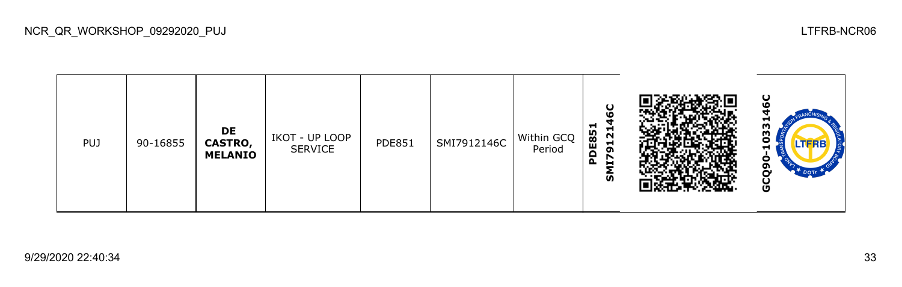| PUJ | 90-16855 | **DE CASTRO, MELANIO** | IKOT - UP LOOP SERVICE | PDE851 | SMI7912146C | Within GCQ Period | **PDE851 SMI7912146C** | | **GCQ90-1033146C** |
|---|---|---|---|---|---|---|---|---|---|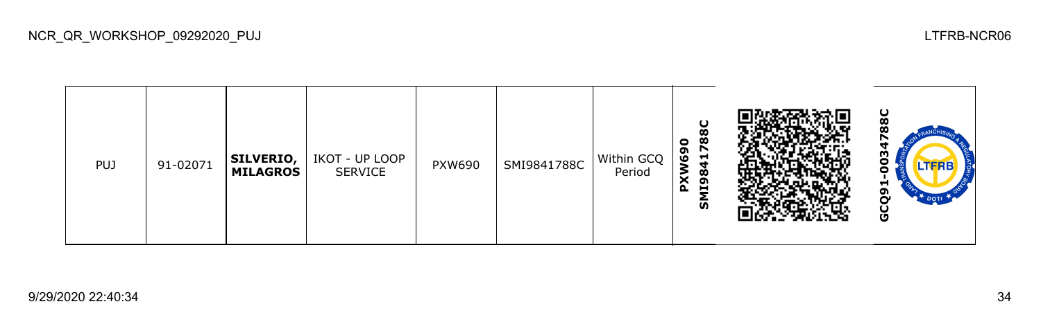| PUJ | 91-02071 | **SILVERIO, MILAGROS** | IKOT - UP LOOP SERVICE | PXW690 | SMI9841788C | Within GCQ Period | **PXW690 SMI9841788C** | | **GCQ91-0034788C** |
|---|---|---|---|---|---|---|---|---|---|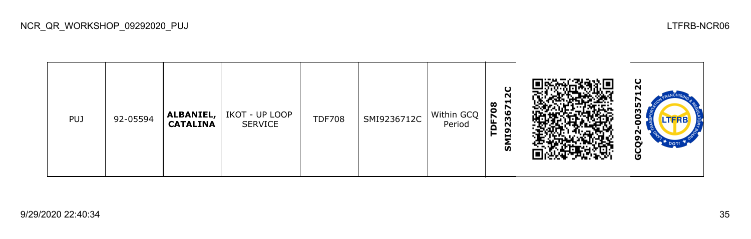| PUJ | 92-05594 | **ALBANIEL, CATALINA** | IKOT - UP LOOP SERVICE | TDF708 | SMI9236712C | Within GCQ Period | **TDF708 SMI9236712C** | | **GCQ92-0035712C** |
|---|---|---|---|---|---|---|---|---|---|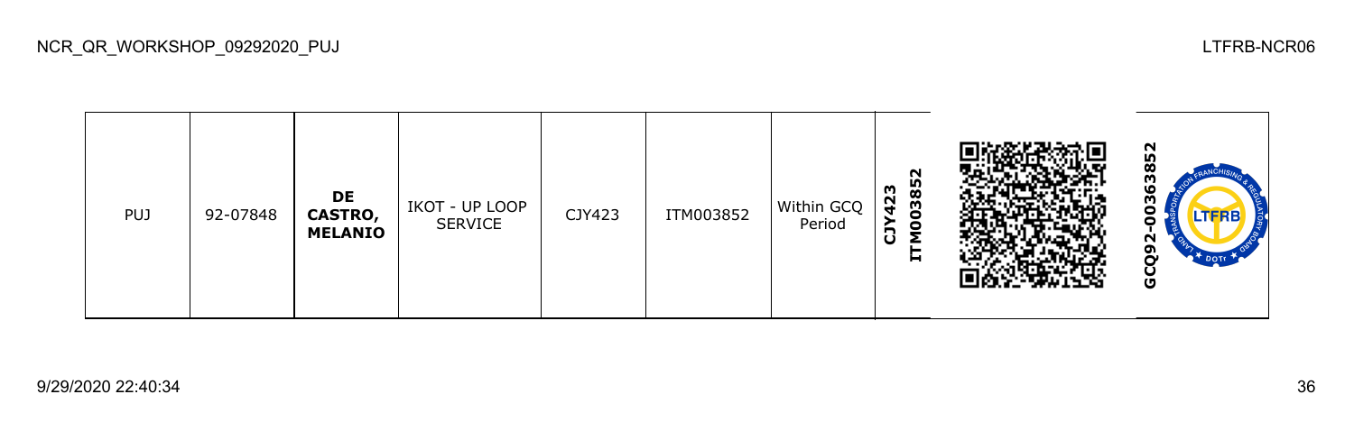| PUJ | 92-07848 | **DE CASTRO, MELANIO** | IKOT - UP LOOP SERVICE | CJY423 | ITM003852 | Within GCQ Period | **CJY423 ITM003852** | | **GCQ92-00363852** |
|---|---|---|---|---|---|---|---|---|---|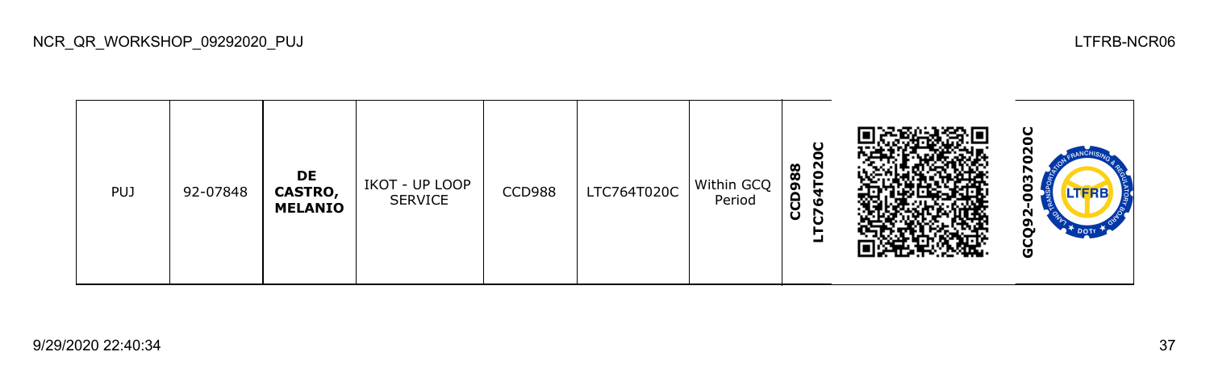| PUJ | 92-07848 | **DE CASTRO, MELANIO** | IKOT - UP LOOP SERVICE | CCD988 | LTC764T020C | Within GCQ Period | **CCD988 LTC764T020C** | | **GCQ92-0037020C** |
|---|---|---|---|---|---|---|---|---|---|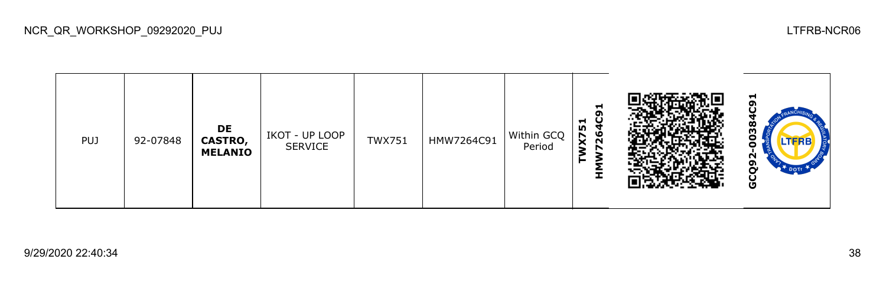| PUJ | 92-07848 | **DE CASTRO, MELANIO** | IKOT - UP LOOP SERVICE | TWX751 | HMW7264C91 | Within GCQ Period | **TWX751 HMW7264C91** | | **GCQ92-00384C91** |
|---|---|---|---|---|---|---|---|---|---|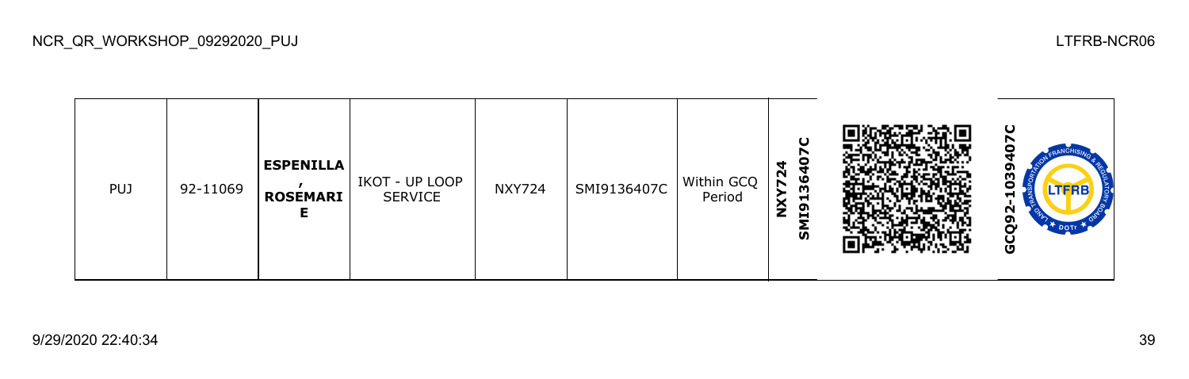| PUJ | 92-11069 | **ESPENILLA, ROSEMARIE** | IKOT - UP LOOP SERVICE | NXY724 | SMI9136407C | Within GCQ Period | **NXY724 SMI9136407C** | | **GCQ92-1039407C** |
|---|---|---|---|---|---|---|---|---|---|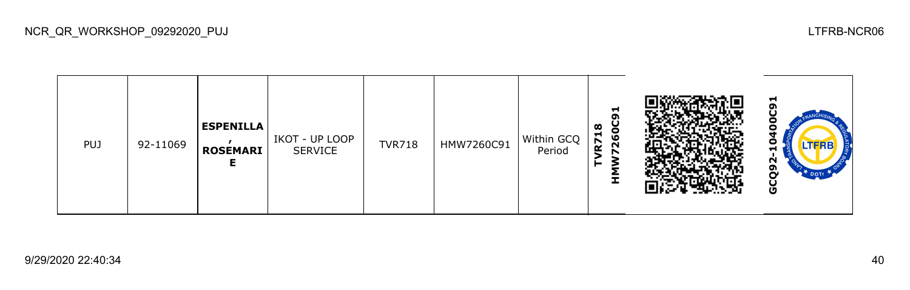NCR_QR_WORKSHOP_09292020_PUJ

LTFRB-NCR06

| PUJ | 92-11069 | **ESPENILLA , ROSEMARIE** | IKOT - UP LOOP SERVICE | TVR718 | HMW7260C91 | Within GCQ Period | **TVR718 HMW7260C91** | | **GCQ92-10400C91** |
|---|---|---|---|---|---|---|---|---|---|

9/29/2020 22:40:34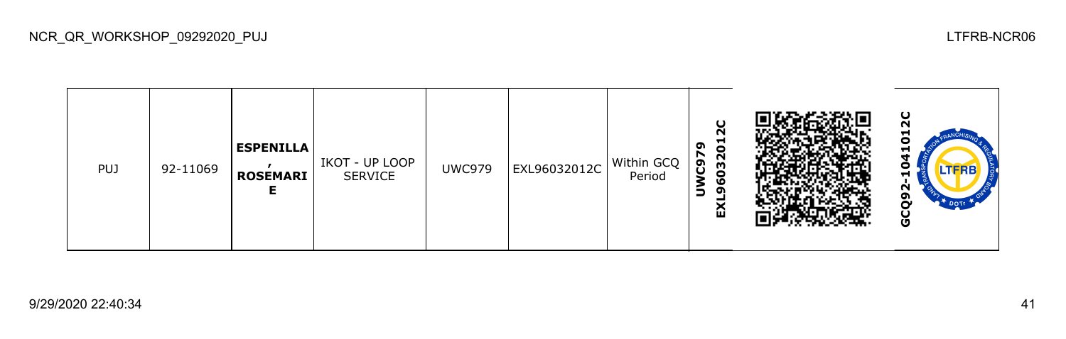NCR_QR_WORKSHOP_09292020_PUJ

LTFRB-NCR06

| PUJ | 92-11069 | **ESPENILLA , ROSEMARIE** | IKOT - UP LOOP SERVICE | UWC979 | EXL96032012C | Within GCQ Period | **UWC979 EXL96032012C** | | **GCQ92-1041012C** |
|---|---|---|---|---|---|---|---|---|---|

9/29/2020 22:40:34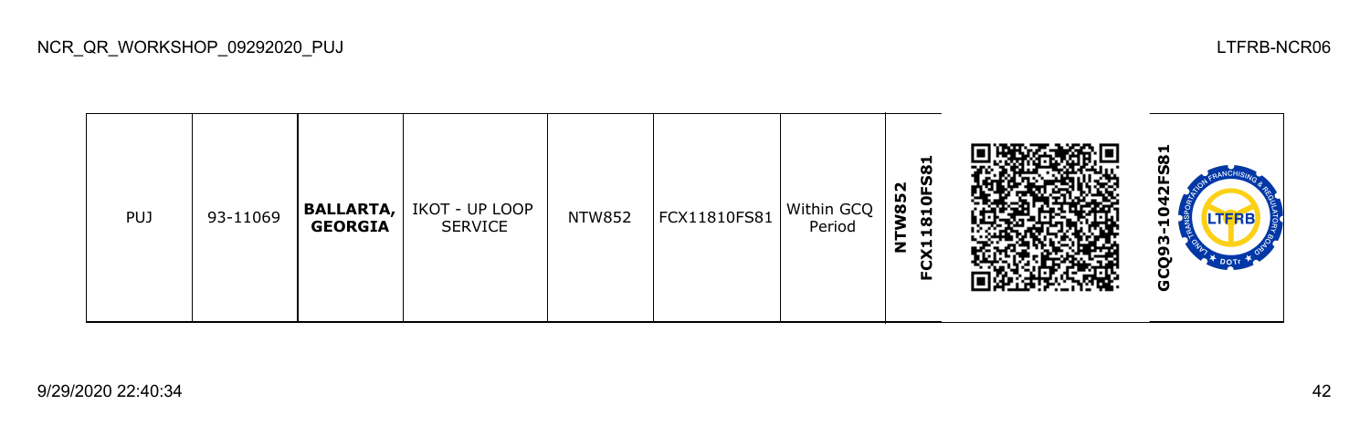| | | | | | | | | | |
|---|---|---|---|---|---|---|---|---|---|
| PUJ | 93-11069 | **BALLARTA, GEORGIA** | IKOT - UP LOOP SERVICE | NTW852 | FCX11810FS81 | Within GCQ Period | **NTW852 FCX11810FS81** | | **GCQ93-1042FS81** |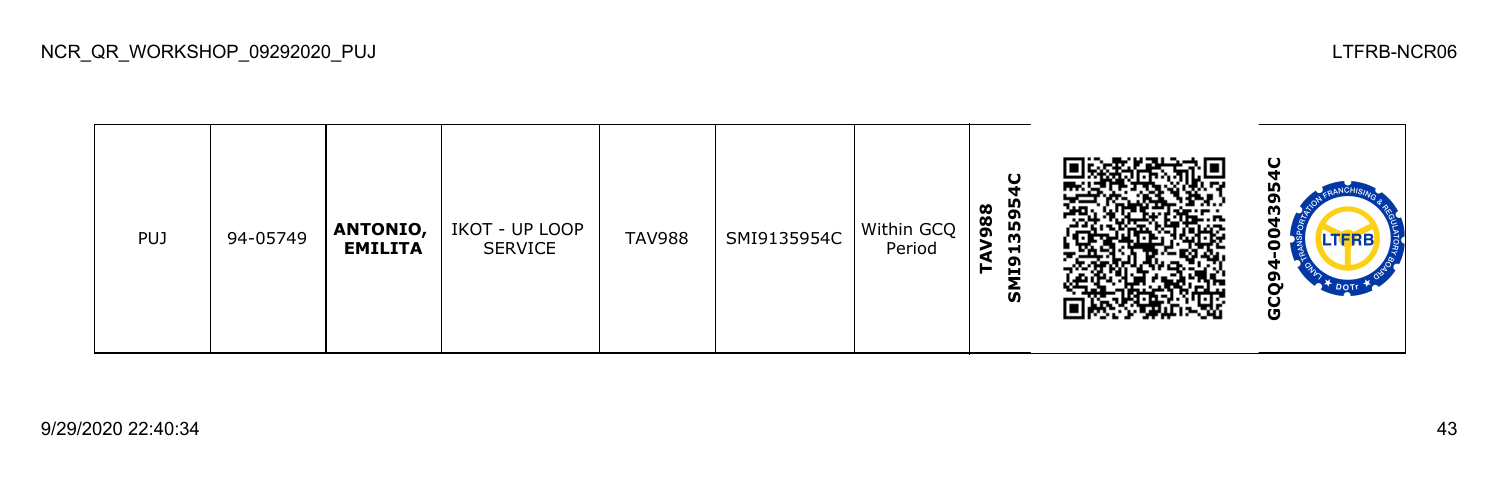| PUJ | 94-05749 | **ANTONIO, EMILITA** | IKOT - UP LOOP SERVICE | TAV988 | SMI9135954C | Within GCQ Period | **TAV988 SMI9135954C** | | **GCQ94-0043954C** |
|---|---|---|---|---|---|---|---|---|---|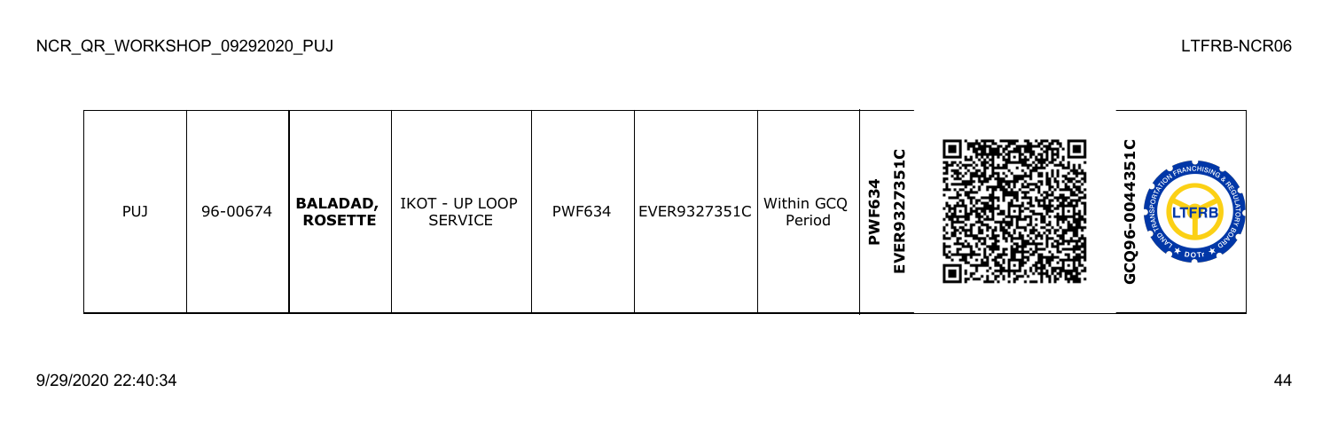| PUJ | 96-00674 | **BALADAD, ROSETTE** | IKOT - UP LOOP SERVICE | PWF634 | EVER9327351C | Within GCQ Period | **PWF634 EVER9327351C** | | **GCQ96-0044351C** |
|---|---|---|---|---|---|---|---|---|---|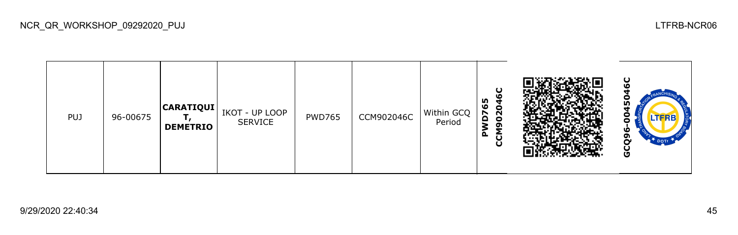| PUJ | 96-00675 | **CARATIQUIT, DEMETRIO** | IKOT - UP LOOP SERVICE | PWD765 | CCM902046C | Within GCQ Period | **PWD765 CCM902046C** | | **GCQ96-0045046C** |
|---|---|---|---|---|---|---|---|---|---|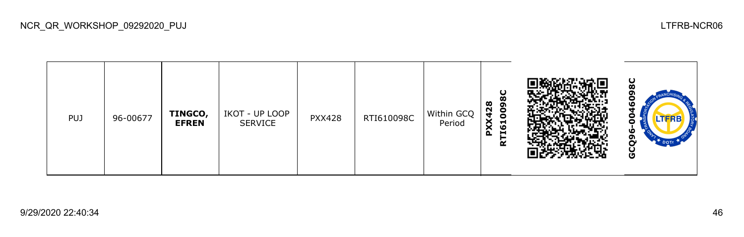| PUJ | 96-00677 | **TINGCO, EFREN** | IKOT - UP LOOP SERVICE | PXX428 | RTI610098C | Within GCQ Period | **PXX428 RTI610098C** | | **GCQ96-0046098C** |
|---|---|---|---|---|---|---|---|---|---|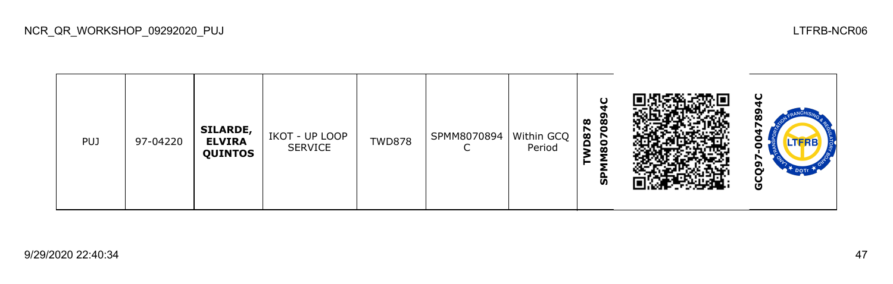| PUJ | 97-04220 | **SILARDE, ELVIRA QUINTOS** | IKOT - UP LOOP SERVICE | TWD878 | SPMM8070894C | Within GCQ Period | **TWD878 SPMM8070894C** | | **GCQ97-0047894C** |
|---|---|---|---|---|---|---|---|---|---|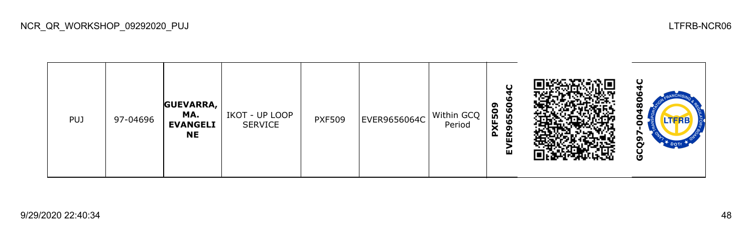| PUJ | 97-04696 | **GUEVARRA, MA. EVANGELINE** | IKOT - UP LOOP SERVICE | PXF509 | EVER9656064C | Within GCQ Period | **PXF509 EVER9656064C** | | **GCQ97-0048064C** |
|---|---|---|---|---|---|---|---|---|---|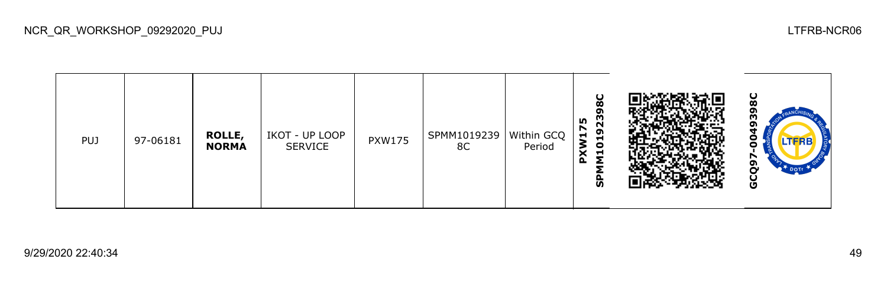| PUJ | 97-06181 | **ROLLE, NORMA** | IKOT - UP LOOP SERVICE | PXW175 | SPMM10192398C | Within GCQ Period | **PXW175 SPMM10192398C** | | **GCQ97-0049398C** |
|---|---|---|---|---|---|---|---|---|---|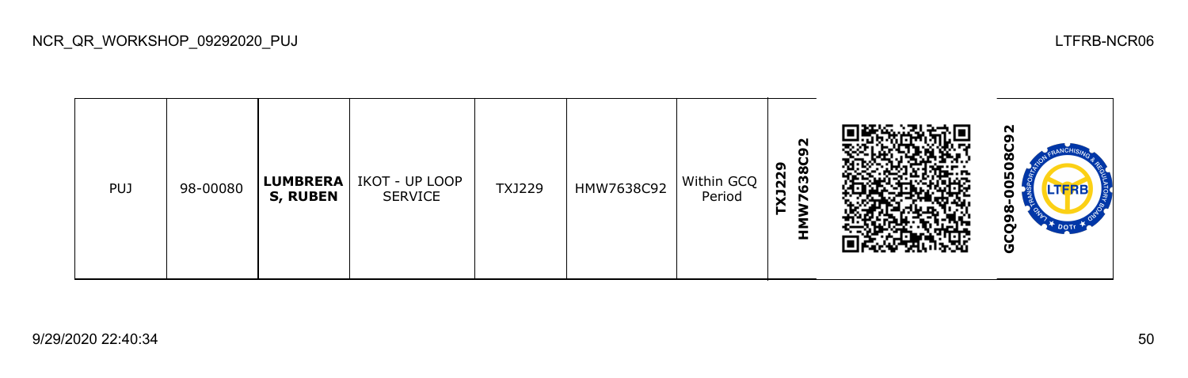| PUJ | 98-00080 | **LUMBRERAS, RUBEN** | IKOT - UP LOOP SERVICE | TXJ229 | HMW7638C92 | Within GCQ Period | **TXJ229 HMW7638C92** | | **GCQ98-00508C92** |
|---|---|---|---|---|---|---|---|---|---|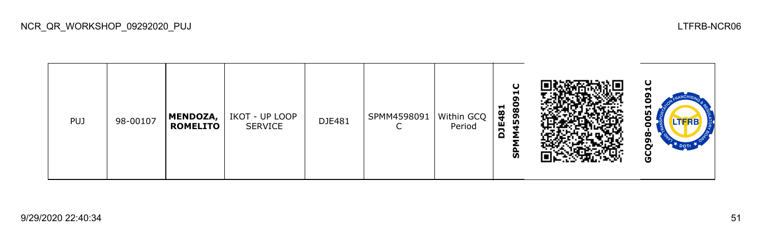| PUJ | 98-00107 | **MENDOZA, ROMELITO** | IKOT - UP LOOP SERVICE | DJE481 | SPMM4598091C | Within GCQ Period | **DJE481 SPMM4598091C** | | **GCQ98-0051091C** |
|---|---|---|---|---|---|---|---|---|---|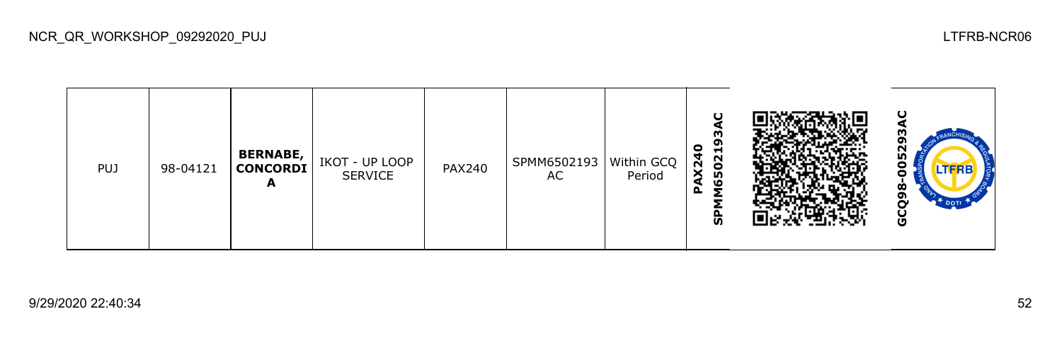| PUJ | 98-04121 | **BERNABE, CONCORDIA** | IKOT - UP LOOP SERVICE | PAX240 | SPMM6502193AC | Within GCQ Period | **SPMM6502193AC PAX240** | | **GCQ98-005293AC** |
|---|---|---|---|---|---|---|---|---|---|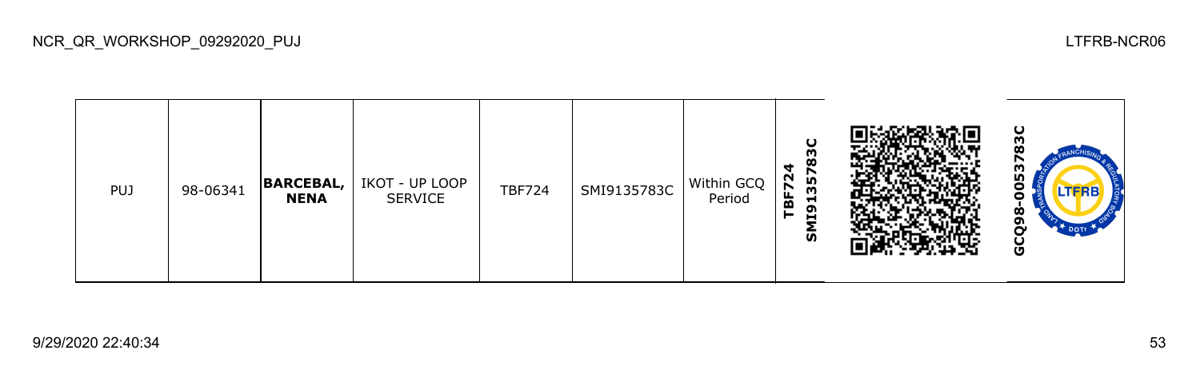| PUJ | 98-06341 | **BARCEBAL, NENA** | IKOT - UP LOOP SERVICE | TBF724 | SMI9135783C | Within GCQ Period | **TBF724 SMI9135783C** | | **GCQ98-0053783C** |
|---|---|---|---|---|---|---|---|---|---|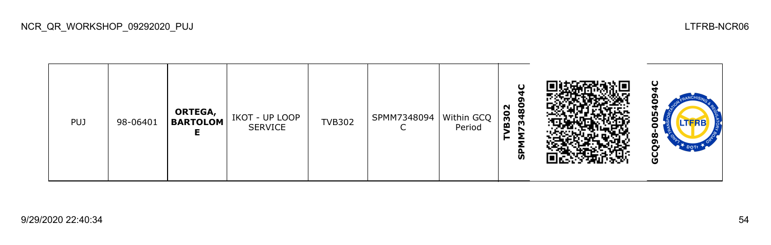| PUJ | 98-06401 | **ORTEGA, BARTOLOME** | IKOT - UP LOOP SERVICE | TVB302 | SPMM7348094C | Within GCQ Period | **TVB302 SPMM7348094C** | | **GCQ98-0054094C** |
|---|---|---|---|---|---|---|---|---|---|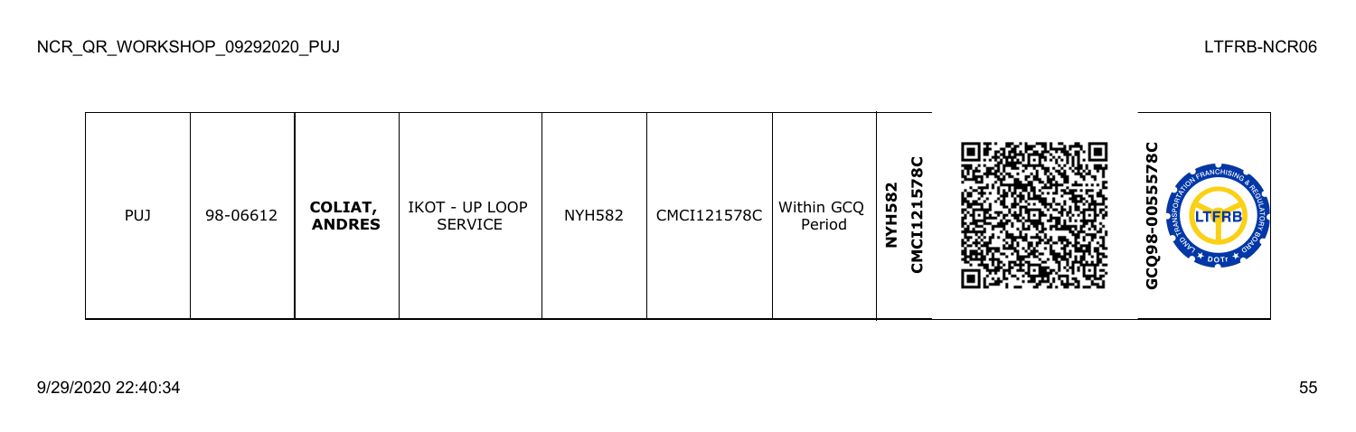| PUJ | 98-06612 | **COLIAT, ANDRES** | IKOT - UP LOOP SERVICE | NYH582 | CMCI121578C | Within GCQ Period | **NYH582 CMCI121578C** | | **GCQ98-0055578C** |
|---|---|---|---|---|---|---|---|---|---|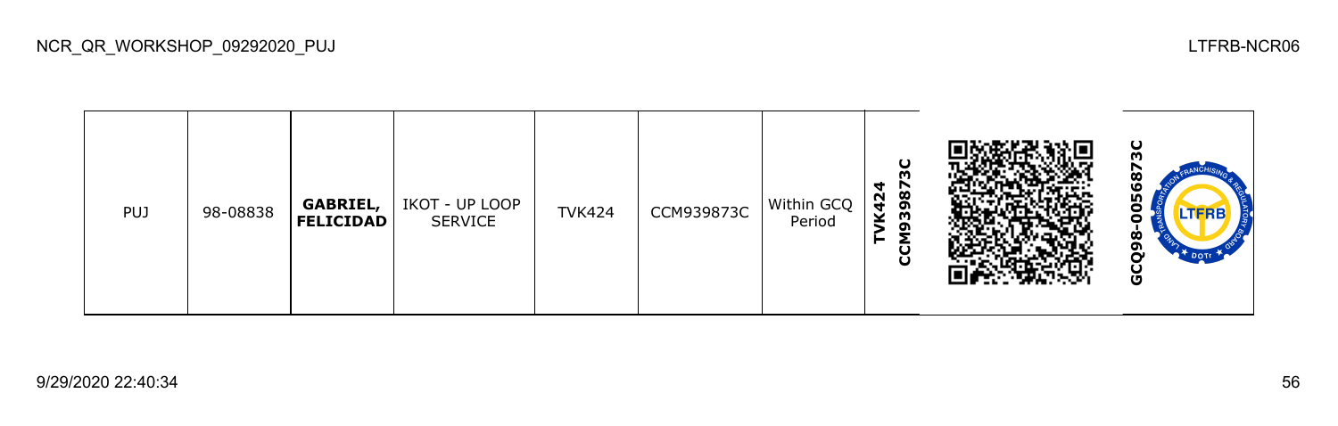| | | | | | | | | | |
|---|---|---|---|---|---|---|---|---|---|
| PUJ | 98-08838 | **GABRIEL, FELICIDAD** | IKOT - UP LOOP SERVICE | TVK424 | CCM939873C | Within GCQ Period | **TVK424 CCM939873C** | | **GCQ98-0056873C** |